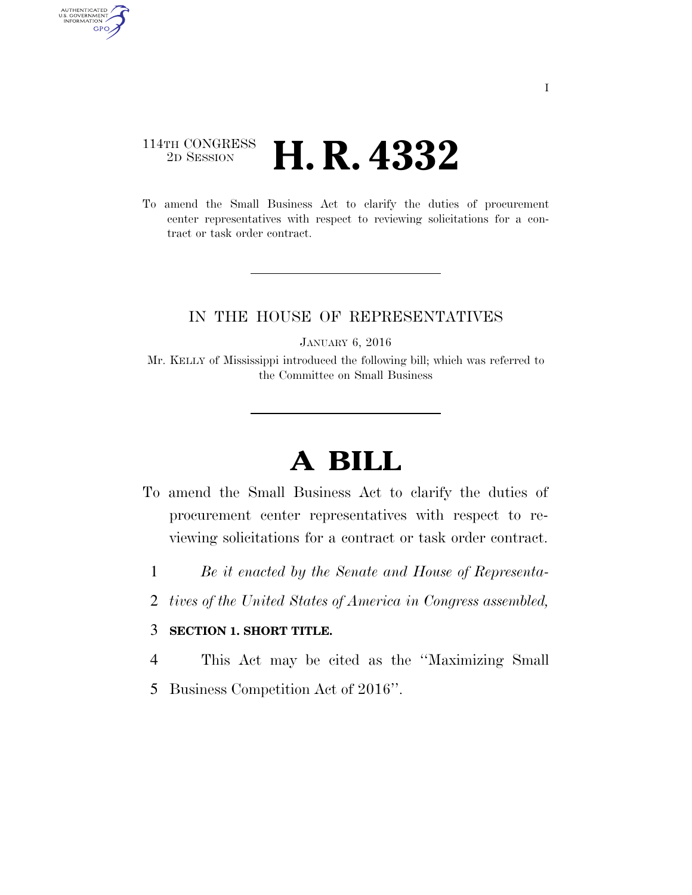114TH CONGRESS
2D SESSION

# H. R. 4332

To amend the Small Business Act to clarify the duties of procurement center representatives with respect to reviewing solicitations for a contract or task order contract.

IN THE HOUSE OF REPRESENTATIVES

JANUARY 6, 2016

Mr. KELLY of Mississippi introduced the following bill; which was referred to the Committee on Small Business

# A BILL

To amend the Small Business Act to clarify the duties of procurement center representatives with respect to reviewing solicitations for a contract or task order contract.

1 *Be it enacted by the Senate and House of Representa-*
2 *tives of the United States of America in Congress assembled,*

3 **SECTION 1. SHORT TITLE.**

4 This Act may be cited as the ''Maximizing Small
5 Business Competition Act of 2016''.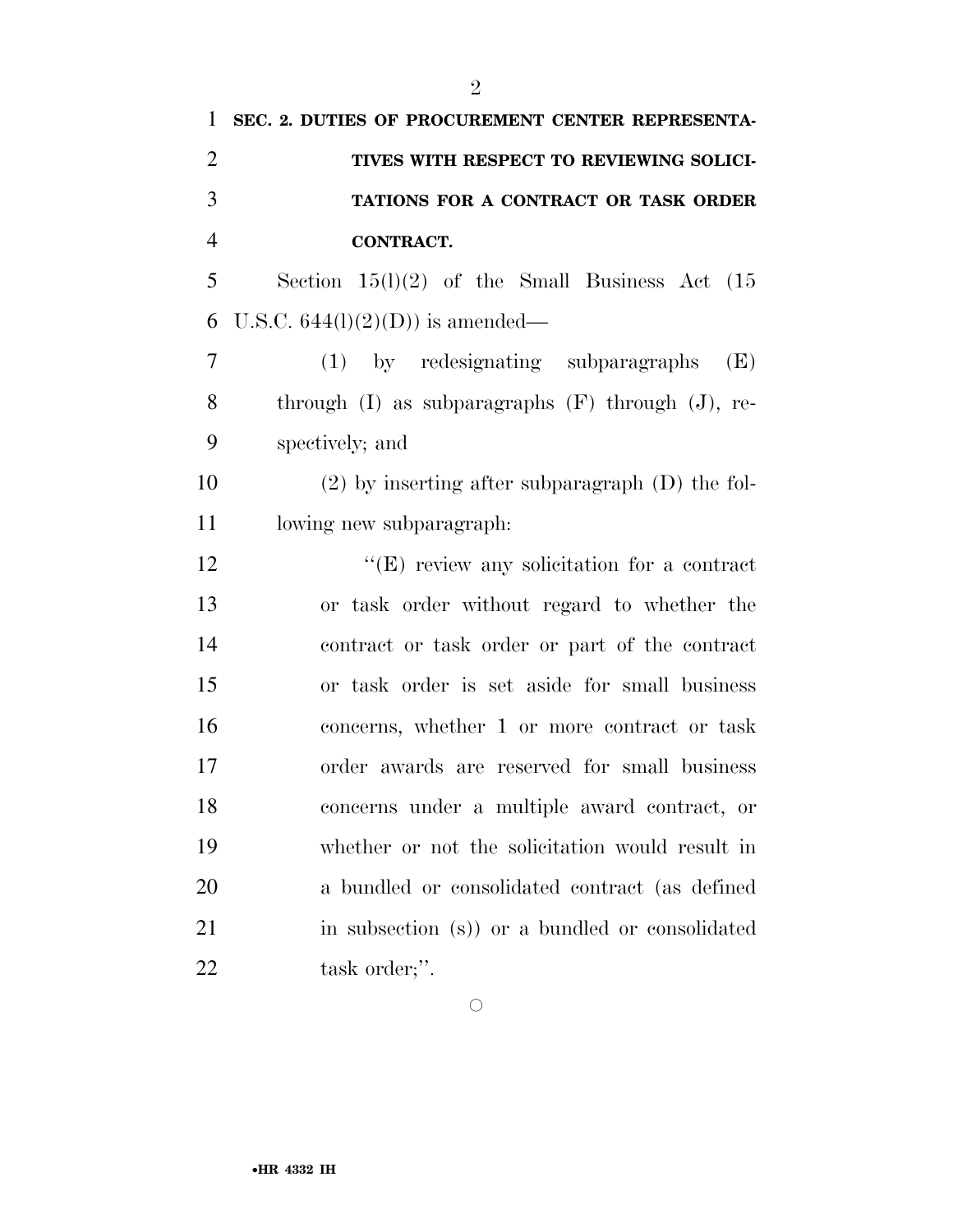**SEC. 2. DUTIES OF PROCUREMENT CENTER REPRESENTATIVES WITH RESPECT TO REVIEWING SOLICITATIONS FOR A CONTRACT OR TASK ORDER CONTRACT.**

Section 15(l)(2) of the Small Business Act (15 U.S.C. 644(l)(2)(D)) is amended—

(1) by redesignating subparagraphs (E) through (I) as subparagraphs (F) through (J), respectively; and

(2) by inserting after subparagraph (D) the following new subparagraph:

"(E) review any solicitation for a contract or task order without regard to whether the contract or task order or part of the contract or task order is set aside for small business concerns, whether 1 or more contract or task order awards are reserved for small business concerns under a multiple award contract, or whether or not the solicitation would result in a bundled or consolidated contract (as defined in subsection (s)) or a bundled or consolidated task order;".

○